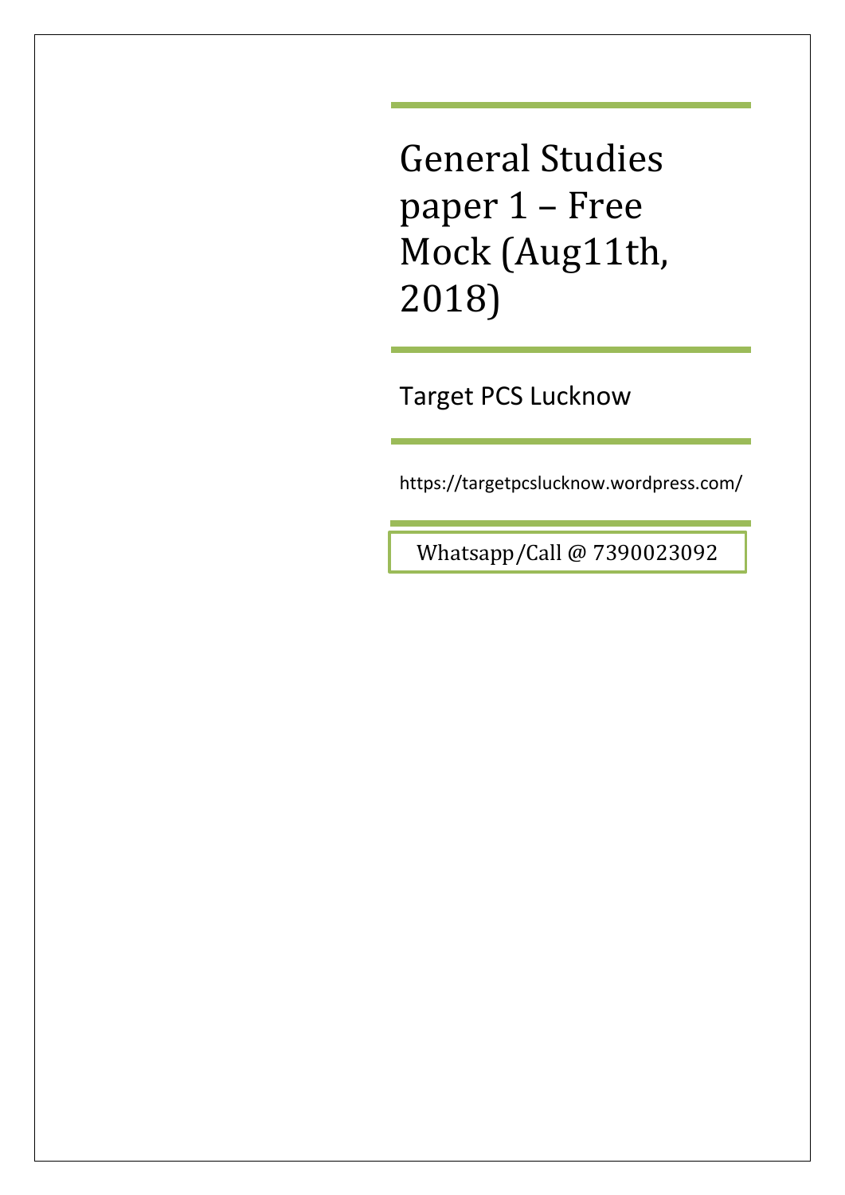# General Studies paper 1 – Free Mock (Aug11th, 2018)

Target PCS Lucknow

https://targetpcslucknow.wordpress.com/

Whatsapp/Call @ 7390023092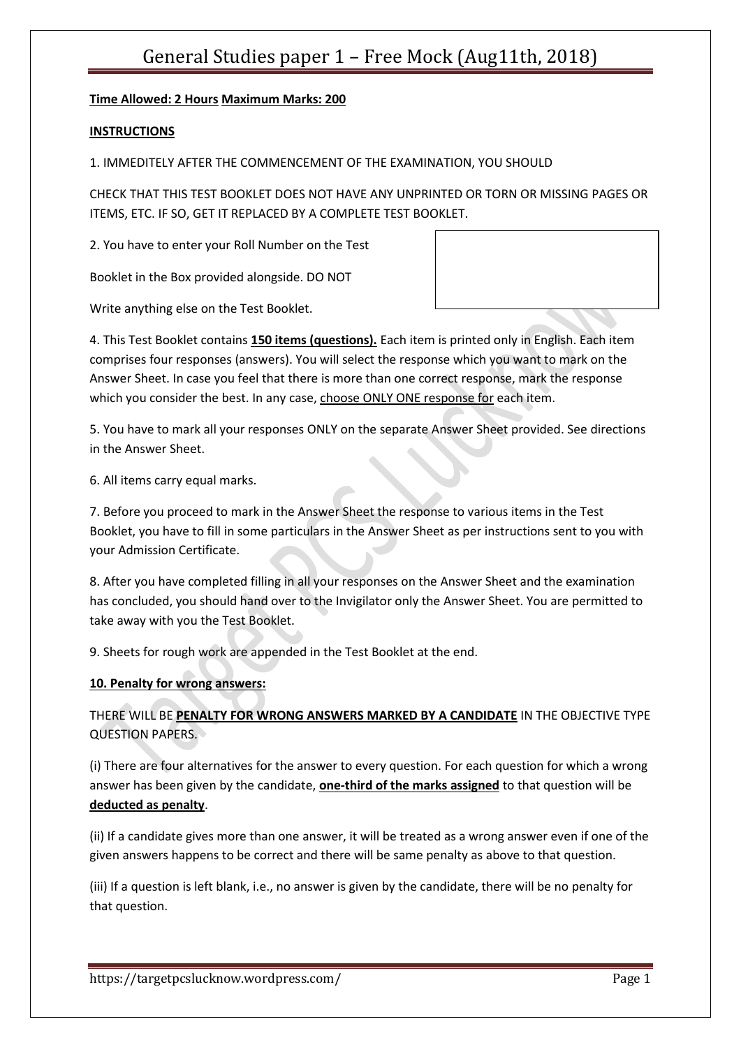# General Studies paper 1 – Free Mock (Aug11th, 2018)

**Time Allowed: 2 Hours** **Maximum Marks: 200**

**INSTRUCTIONS**

1. IMMEDITELY AFTER THE COMMENCEMENT OF THE EXAMINATION, YOU SHOULD

CHECK THAT THIS TEST BOOKLET DOES NOT HAVE ANY UNPRINTED OR TORN OR MISSING PAGES OR ITEMS, ETC. IF SO, GET IT REPLACED BY A COMPLETE TEST BOOKLET.

2. You have to enter your Roll Number on the Test

Booklet in the Box provided alongside. DO NOT

Write anything else on the Test Booklet.

4. This Test Booklet contains **150 items (questions).** Each item is printed only in English. Each item comprises four responses (answers). You will select the response which you want to mark on the Answer Sheet. In case you feel that there is more than one correct response, mark the response which you consider the best. In any case, choose ONLY ONE response for each item.

5. You have to mark all your responses ONLY on the separate Answer Sheet provided. See directions in the Answer Sheet.

6. All items carry equal marks.

7. Before you proceed to mark in the Answer Sheet the response to various items in the Test Booklet, you have to fill in some particulars in the Answer Sheet as per instructions sent to you with your Admission Certificate.

8. After you have completed filling in all your responses on the Answer Sheet and the examination has concluded, you should hand over to the Invigilator only the Answer Sheet. You are permitted to take away with you the Test Booklet.

9. Sheets for rough work are appended in the Test Booklet at the end.

**10. Penalty for wrong answers:**

THERE WILL BE **PENALTY FOR WRONG ANSWERS MARKED BY A CANDIDATE** IN THE OBJECTIVE TYPE QUESTION PAPERS.

(i) There are four alternatives for the answer to every question. For each question for which a wrong answer has been given by the candidate, **one-third of the marks assigned** to that question will be **deducted as penalty**.

(ii) If a candidate gives more than one answer, it will be treated as a wrong answer even if one of the given answers happens to be correct and there will be same penalty as above to that question.

(iii) If a question is left blank, i.e., no answer is given by the candidate, there will be no penalty for that question.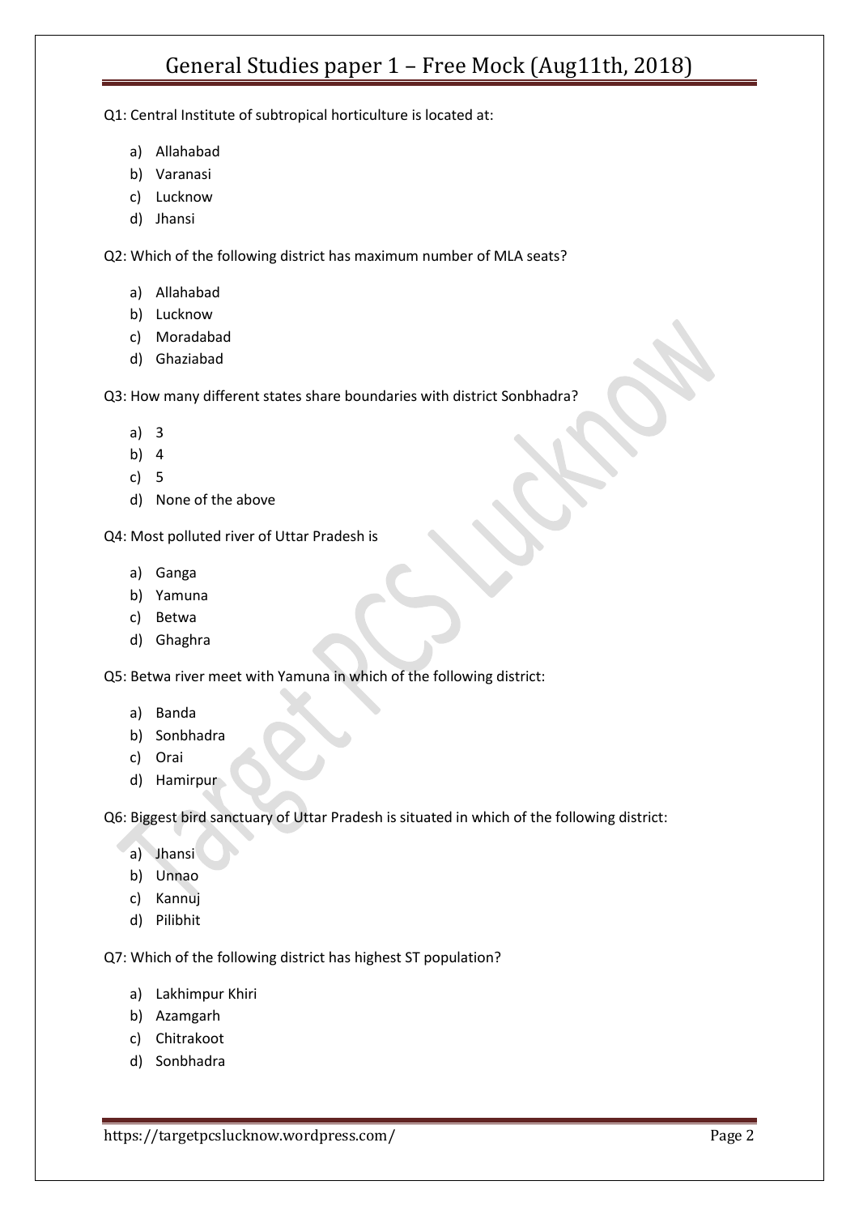Q1: Central Institute of subtropical horticulture is located at:

a) Allahabad
b) Varanasi
c) Lucknow
d) Jhansi

Q2: Which of the following district has maximum number of MLA seats?

a) Allahabad
b) Lucknow
c) Moradabad
d) Ghaziabad

Q3: How many different states share boundaries with district Sonbhadra?

a) 3
b) 4
c) 5
d) None of the above

Q4: Most polluted river of Uttar Pradesh is

a) Ganga
b) Yamuna
c) Betwa
d) Ghaghra

Q5: Betwa river meet with Yamuna in which of the following district:

a) Banda
b) Sonbhadra
c) Orai
d) Hamirpur

Q6: Biggest bird sanctuary of Uttar Pradesh is situated in which of the following district:

a) Jhansi
b) Unnao
c) Kannuj
d) Pilibhit

Q7: Which of the following district has highest ST population?

a) Lakhimpur Khiri
b) Azamgarh
c) Chitrakoot
d) Sonbhadra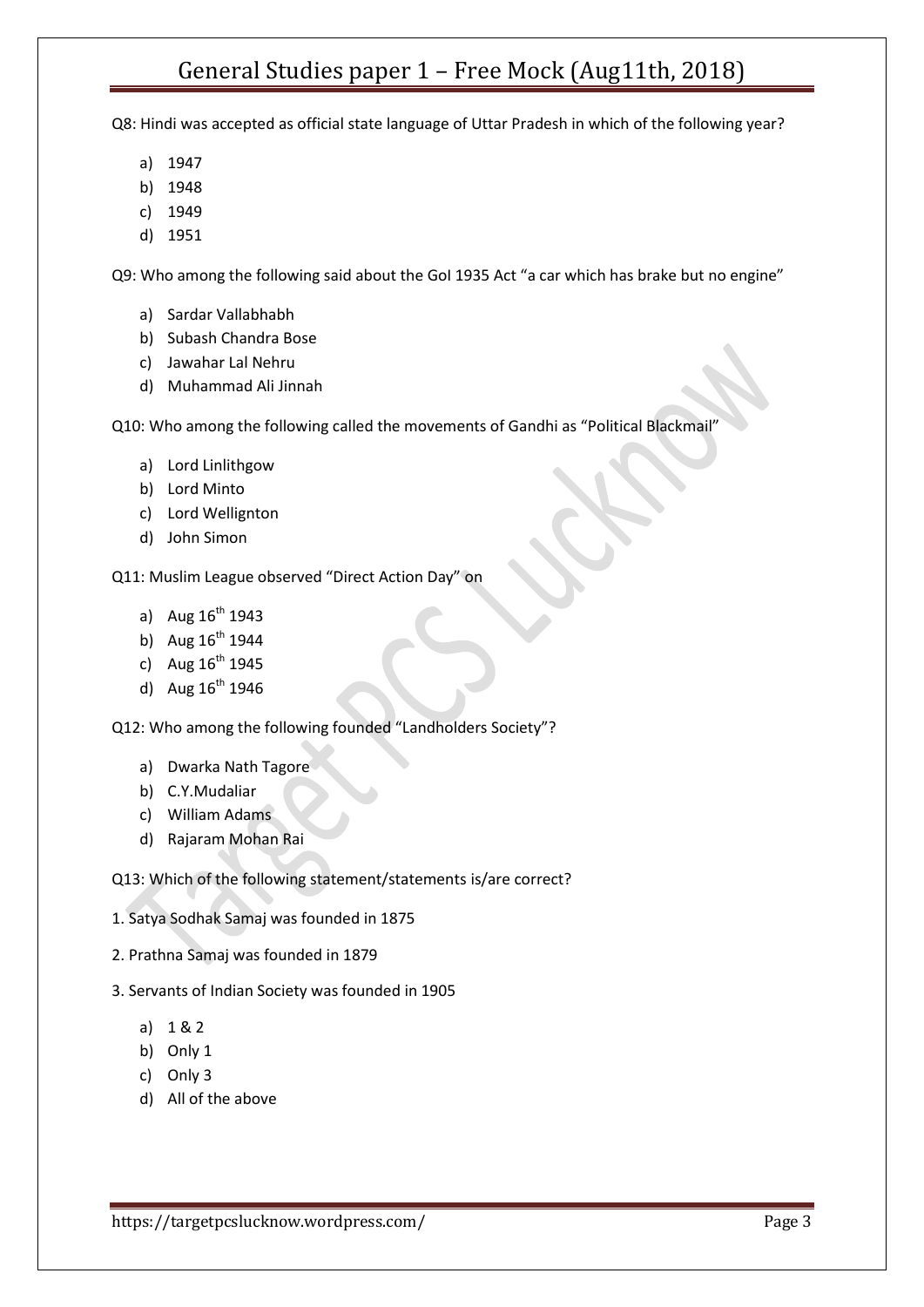Q8: Hindi was accepted as official state language of Uttar Pradesh in which of the following year?

a) 1947
b) 1948
c) 1949
d) 1951

Q9: Who among the following said about the GoI 1935 Act "a car which has brake but no engine"

a) Sardar Vallabhabh
b) Subash Chandra Bose
c) Jawahar Lal Nehru
d) Muhammad Ali Jinnah

Q10: Who among the following called the movements of Gandhi as "Political Blackmail"

a) Lord Linlithgow
b) Lord Minto
c) Lord Wellignton
d) John Simon

Q11: Muslim League observed "Direct Action Day" on

a) Aug 16th 1943
b) Aug 16th 1944
c) Aug 16th 1945
d) Aug 16th 1946

Q12: Who among the following founded "Landholders Society"?

a) Dwarka Nath Tagore
b) C.Y.Mudaliar
c) William Adams
d) Rajaram Mohan Rai

Q13: Which of the following statement/statements is/are correct?

1. Satya Sodhak Samaj was founded in 1875

2. Prathna Samaj was founded in 1879

3. Servants of Indian Society was founded in 1905

a) 1 & 2
b) Only 1
c) Only 3
d) All of the above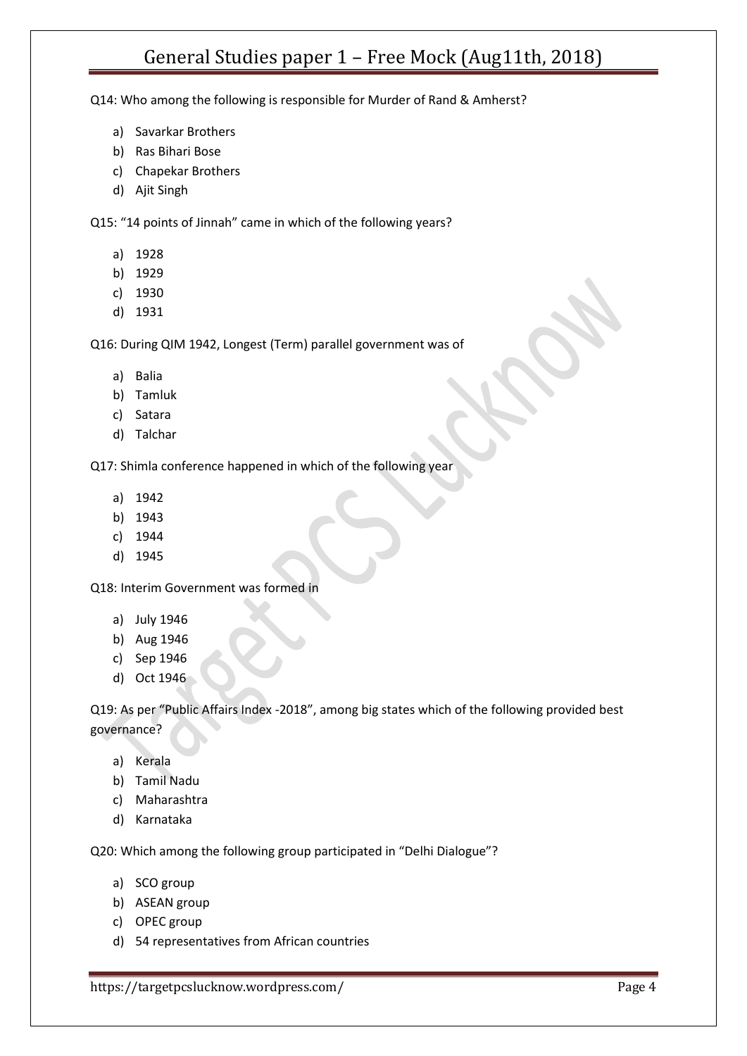Q14: Who among the following is responsible for Murder of Rand & Amherst?

a) Savarkar Brothers
b) Ras Bihari Bose
c) Chapekar Brothers
d) Ajit Singh

Q15: "14 points of Jinnah" came in which of the following years?

a) 1928
b) 1929
c) 1930
d) 1931

Q16: During QIM 1942, Longest (Term) parallel government was of

a) Balia
b) Tamluk
c) Satara
d) Talchar

Q17: Shimla conference happened in which of the following year

a) 1942
b) 1943
c) 1944
d) 1945

Q18: Interim Government was formed in

a) July 1946
b) Aug 1946
c) Sep 1946
d) Oct 1946

Q19: As per "Public Affairs Index -2018", among big states which of the following provided best governance?

a) Kerala
b) Tamil Nadu
c) Maharashtra
d) Karnataka

Q20: Which among the following group participated in "Delhi Dialogue"?

a) SCO group
b) ASEAN group
c) OPEC group
d) 54 representatives from African countries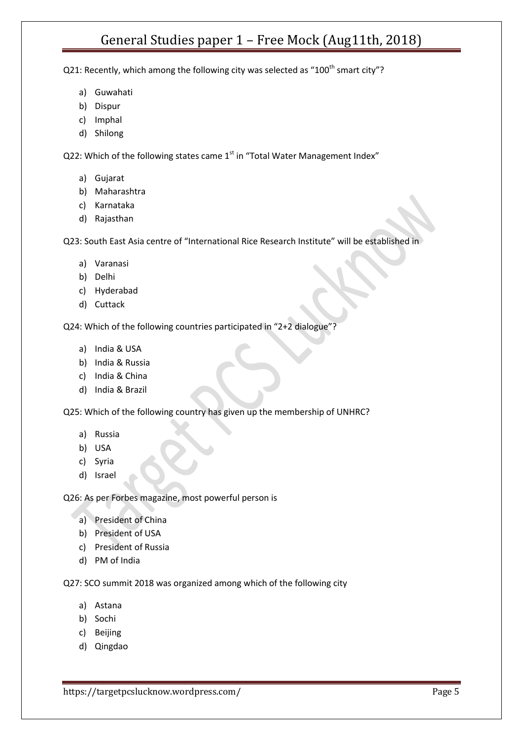Q21: Recently, which among the following city was selected as "100th smart city"?

a) Guwahati
b) Dispur
c) Imphal
d) Shilong

Q22: Which of the following states came 1st in "Total Water Management Index"

a) Gujarat
b) Maharashtra
c) Karnataka
d) Rajasthan

Q23: South East Asia centre of "International Rice Research Institute" will be established in

a) Varanasi
b) Delhi
c) Hyderabad
d) Cuttack

Q24: Which of the following countries participated in "2+2 dialogue"?

a) India & USA
b) India & Russia
c) India & China
d) India & Brazil

Q25: Which of the following country has given up the membership of UNHRC?

a) Russia
b) USA
c) Syria
d) Israel

Q26: As per Forbes magazine, most powerful person is

a) President of China
b) President of USA
c) President of Russia
d) PM of India

Q27: SCO summit 2018 was organized among which of the following city

a) Astana
b) Sochi
c) Beijing
d) Qingdao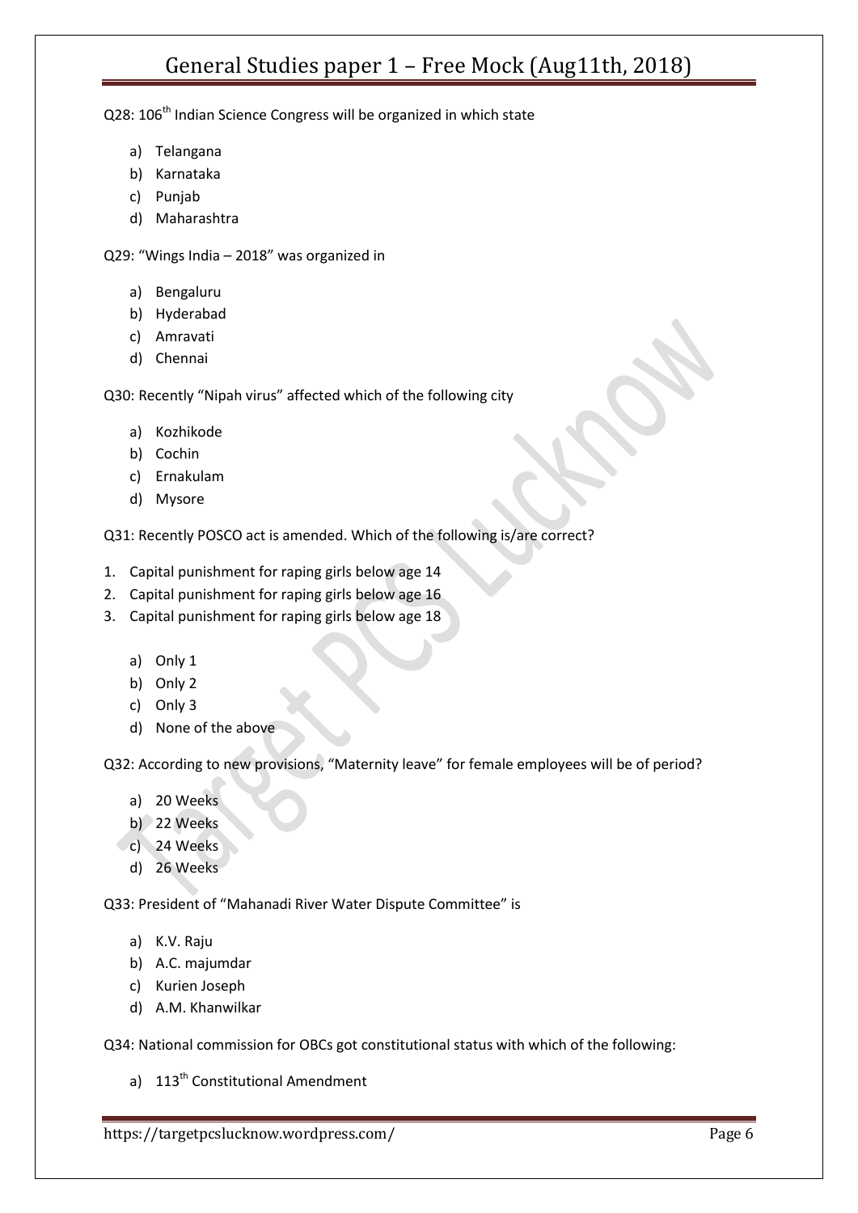Q28: 106th Indian Science Congress will be organized in which state

a) Telangana
b) Karnataka
c) Punjab
d) Maharashtra

Q29: "Wings India – 2018" was organized in

a) Bengaluru
b) Hyderabad
c) Amravati
d) Chennai

Q30: Recently "Nipah virus" affected which of the following city

a) Kozhikode
b) Cochin
c) Ernakulam
d) Mysore

Q31: Recently POSCO act is amended. Which of the following is/are correct?

1. Capital punishment for raping girls below age 14
2. Capital punishment for raping girls below age 16
3. Capital punishment for raping girls below age 18

a) Only 1
b) Only 2
c) Only 3
d) None of the above

Q32: According to new provisions, "Maternity leave" for female employees will be of period?

a) 20 Weeks
b) 22 Weeks
c) 24 Weeks
d) 26 Weeks

Q33: President of "Mahanadi River Water Dispute Committee" is

a) K.V. Raju
b) A.C. majumdar
c) Kurien Joseph
d) A.M. Khanwilkar

Q34: National commission for OBCs got constitutional status with which of the following:

a) 113th Constitutional Amendment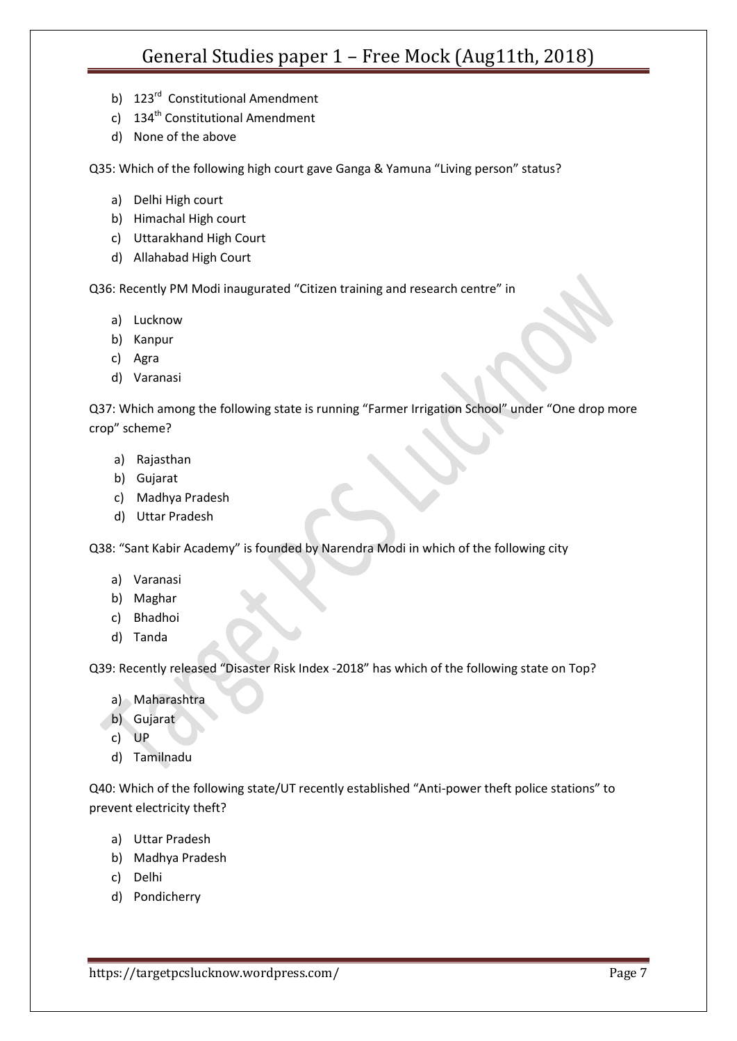b) 123rd Constitutional Amendment
c) 134th Constitutional Amendment
d) None of the above

Q35: Which of the following high court gave Ganga & Yamuna "Living person" status?

a) Delhi High court
b) Himachal High court
c) Uttarakhand High Court
d) Allahabad High Court

Q36: Recently PM Modi inaugurated "Citizen training and research centre" in

a) Lucknow
b) Kanpur
c) Agra
d) Varanasi

Q37: Which among the following state is running "Farmer Irrigation School" under "One drop more crop" scheme?

a) Rajasthan
b) Gujarat
c) Madhya Pradesh
d) Uttar Pradesh

Q38: "Sant Kabir Academy" is founded by Narendra Modi in which of the following city

a) Varanasi
b) Maghar
c) Bhadhoi
d) Tanda

Q39: Recently released "Disaster Risk Index -2018" has which of the following state on Top?

a) Maharashtra
b) Gujarat
c) UP
d) Tamilnadu

Q40: Which of the following state/UT recently established "Anti-power theft police stations" to prevent electricity theft?

a) Uttar Pradesh
b) Madhya Pradesh
c) Delhi
d) Pondicherry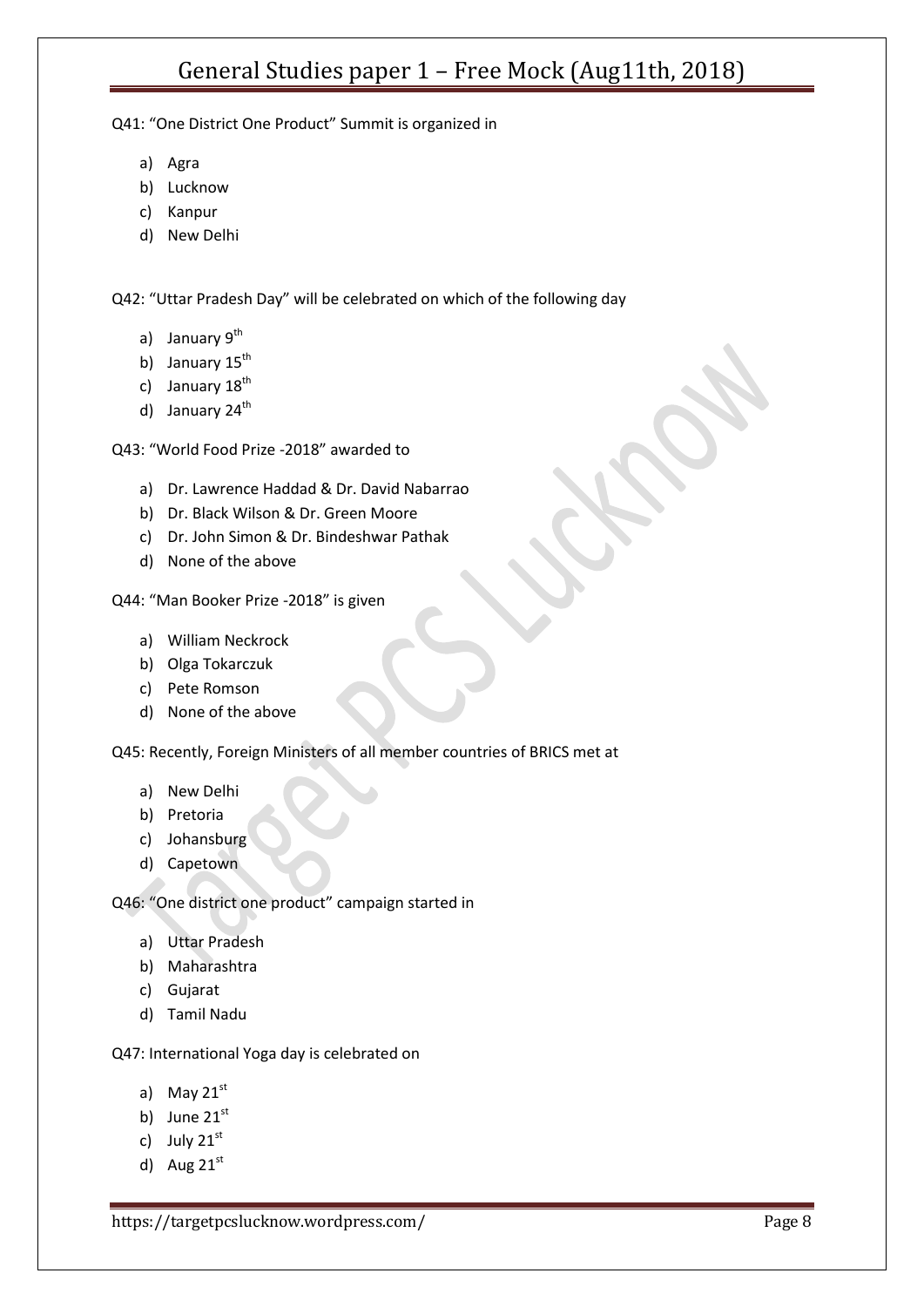Q41: “One District One Product” Summit is organized in

a) Agra
b) Lucknow
c) Kanpur
d) New Delhi

Q42: “Uttar Pradesh Day” will be celebrated on which of the following day

a) January 9th
b) January 15th
c) January 18th
d) January 24th

Q43: “World Food Prize -2018” awarded to

a) Dr. Lawrence Haddad & Dr. David Nabarrao
b) Dr. Black Wilson & Dr. Green Moore
c) Dr. John Simon & Dr. Bindeshwar Pathak
d) None of the above

Q44: “Man Booker Prize -2018” is given

a) William Neckrock
b) Olga Tokarczuk
c) Pete Romson
d) None of the above

Q45: Recently, Foreign Ministers of all member countries of BRICS met at

a) New Delhi
b) Pretoria
c) Johansburg
d) Capetown

Q46: “One district one product” campaign started in

a) Uttar Pradesh
b) Maharashtra
c) Gujarat
d) Tamil Nadu

Q47: International Yoga day is celebrated on

a) May 21st
b) June 21st
c) July 21st
d) Aug 21st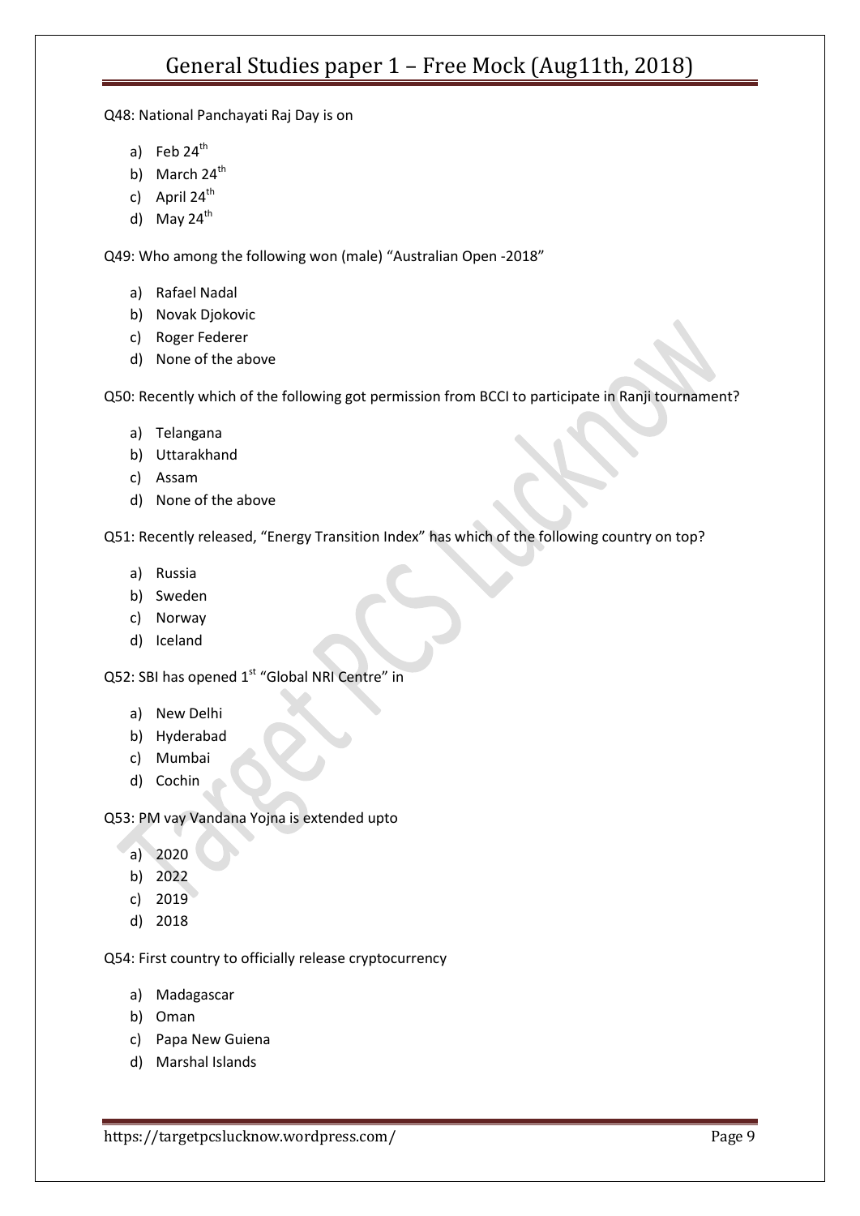Q48: National Panchayati Raj Day is on

a) Feb 24th
b) March 24th
c) April 24th
d) May 24th

Q49: Who among the following won (male) “Australian Open -2018”

a) Rafael Nadal
b) Novak Djokovic
c) Roger Federer
d) None of the above

Q50: Recently which of the following got permission from BCCI to participate in Ranji tournament?

a) Telangana
b) Uttarakhand
c) Assam
d) None of the above

Q51: Recently released, “Energy Transition Index” has which of the following country on top?

a) Russia
b) Sweden
c) Norway
d) Iceland

Q52: SBI has opened 1st “Global NRI Centre” in

a) New Delhi
b) Hyderabad
c) Mumbai
d) Cochin

Q53: PM vay Vandana Yojna is extended upto

a) 2020
b) 2022
c) 2019
d) 2018

Q54: First country to officially release cryptocurrency

a) Madagascar
b) Oman
c) Papa New Guiena
d) Marshal Islands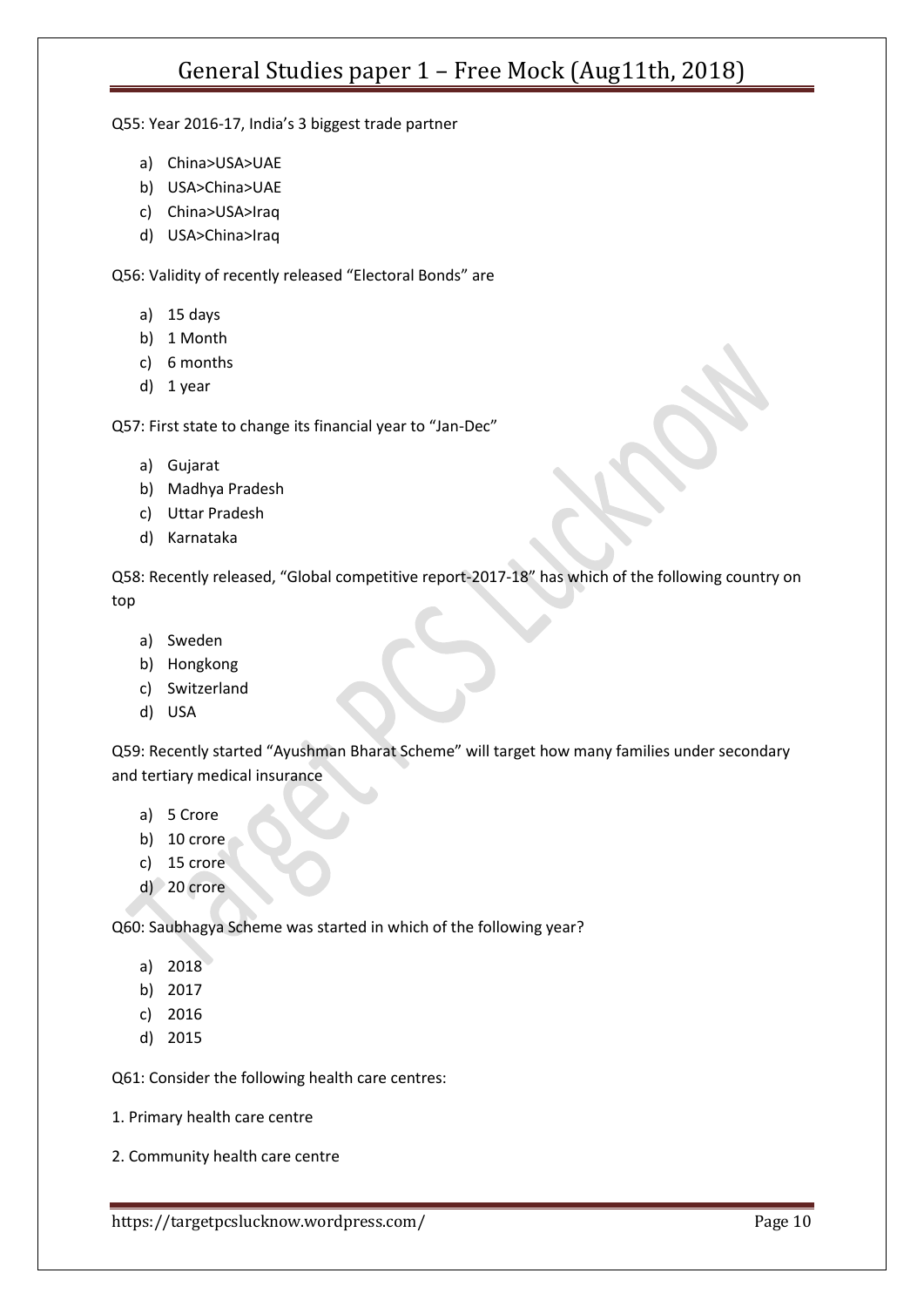Q55: Year 2016-17, India's 3 biggest trade partner

a) China>USA>UAE
b) USA>China>UAE
c) China>USA>Iraq
d) USA>China>Iraq

Q56: Validity of recently released "Electoral Bonds" are

a) 15 days
b) 1 Month
c) 6 months
d) 1 year

Q57: First state to change its financial year to "Jan-Dec"

a) Gujarat
b) Madhya Pradesh
c) Uttar Pradesh
d) Karnataka

Q58: Recently released, "Global competitive report-2017-18" has which of the following country on top

a) Sweden
b) Hongkong
c) Switzerland
d) USA

Q59: Recently started "Ayushman Bharat Scheme" will target how many families under secondary and tertiary medical insurance

a) 5 Crore
b) 10 crore
c) 15 crore
d) 20 crore

Q60: Saubhagya Scheme was started in which of the following year?

a) 2018
b) 2017
c) 2016
d) 2015

Q61: Consider the following health care centres:

1. Primary health care centre

2. Community health care centre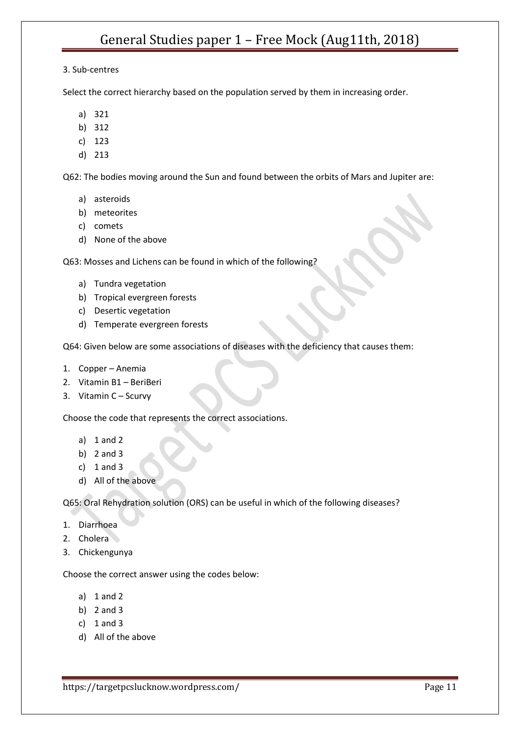3. Sub-centres

Select the correct hierarchy based on the population served by them in increasing order.

a) 321
b) 312
c) 123
d) 213

Q62: The bodies moving around the Sun and found between the orbits of Mars and Jupiter are:

a) asteroids
b) meteorites
c) comets
d) None of the above

Q63: Mosses and Lichens can be found in which of the following?

a) Tundra vegetation
b) Tropical evergreen forests
c) Desertic vegetation
d) Temperate evergreen forests

Q64: Given below are some associations of diseases with the deficiency that causes them:

1. Copper – Anemia
2. Vitamin B1 – BeriBeri
3. Vitamin C – Scurvy

Choose the code that represents the correct associations.

a) 1 and 2
b) 2 and 3
c) 1 and 3
d) All of the above

Q65: Oral Rehydration solution (ORS) can be useful in which of the following diseases?

1. Diarrhoea
2. Cholera
3. Chickengunya

Choose the correct answer using the codes below:

a) 1 and 2
b) 2 and 3
c) 1 and 3
d) All of the above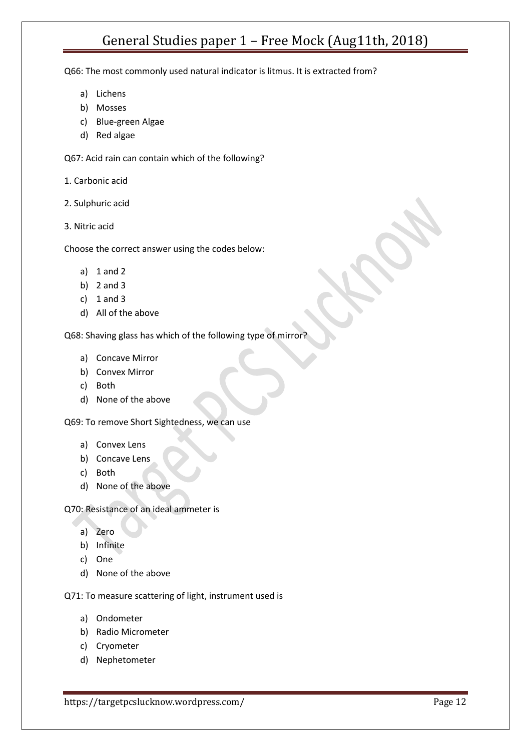Q66: The most commonly used natural indicator is litmus. It is extracted from?

a) Lichens
b) Mosses
c) Blue-green Algae
d) Red algae

Q67: Acid rain can contain which of the following?

1. Carbonic acid

2. Sulphuric acid

3. Nitric acid

Choose the correct answer using the codes below:

a) 1 and 2
b) 2 and 3
c) 1 and 3
d) All of the above

Q68: Shaving glass has which of the following type of mirror?

a) Concave Mirror
b) Convex Mirror
c) Both
d) None of the above

Q69: To remove Short Sightedness, we can use

a) Convex Lens
b) Concave Lens
c) Both
d) None of the above

Q70: Resistance of an ideal ammeter is

a) Zero
b) Infinite
c) One
d) None of the above

Q71: To measure scattering of light, instrument used is

a) Ondometer
b) Radio Micrometer
c) Cryometer
d) Nephetometer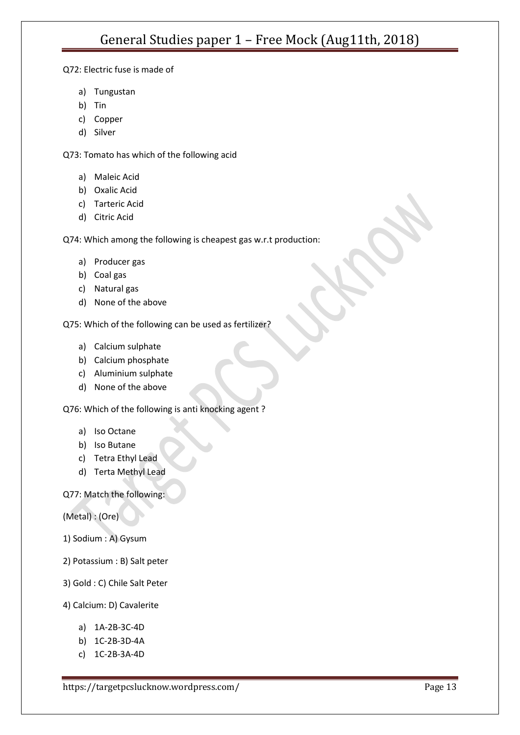Q72: Electric fuse is made of

a) Tungustan
b) Tin
c) Copper
d) Silver

Q73: Tomato has which of the following acid

a) Maleic Acid
b) Oxalic Acid
c) Tarteric Acid
d) Citric Acid

Q74: Which among the following is cheapest gas w.r.t production:

a) Producer gas
b) Coal gas
c) Natural gas
d) None of the above

Q75: Which of the following can be used as fertilizer?

a) Calcium sulphate
b) Calcium phosphate
c) Aluminium sulphate
d) None of the above

Q76: Which of the following is anti knocking agent ?

a) Iso Octane
b) Iso Butane
c) Tetra Ethyl Lead
d) Terta Methyl Lead

Q77: Match the following:

(Metal) : (Ore)

1) Sodium : A) Gysum

2) Potassium : B) Salt peter

3) Gold : C) Chile Salt Peter

4) Calcium: D) Cavalerite

a) 1A-2B-3C-4D
b) 1C-2B-3D-4A
c) 1C-2B-3A-4D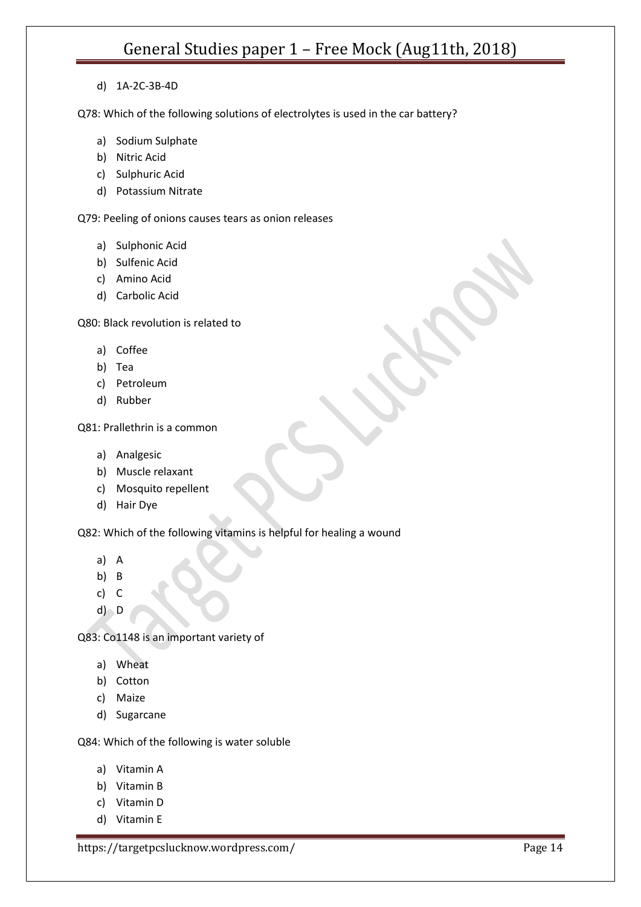d) 1A-2C-3B-4D

Q78: Which of the following solutions of electrolytes is used in the car battery?

a) Sodium Sulphate
b) Nitric Acid
c) Sulphuric Acid
d) Potassium Nitrate

Q79: Peeling of onions causes tears as onion releases

a) Sulphonic Acid
b) Sulfenic Acid
c) Amino Acid
d) Carbolic Acid

Q80: Black revolution is related to

a) Coffee
b) Tea
c) Petroleum
d) Rubber

Q81: Prallethrin is a common

a) Analgesic
b) Muscle relaxant
c) Mosquito repellent
d) Hair Dye

Q82: Which of the following vitamins is helpful for healing a wound

a) A
b) B
c) C
d) D

Q83: Co1148 is an important variety of

a) Wheat
b) Cotton
c) Maize
d) Sugarcane

Q84: Which of the following is water soluble

a) Vitamin A
b) Vitamin B
c) Vitamin D
d) Vitamin E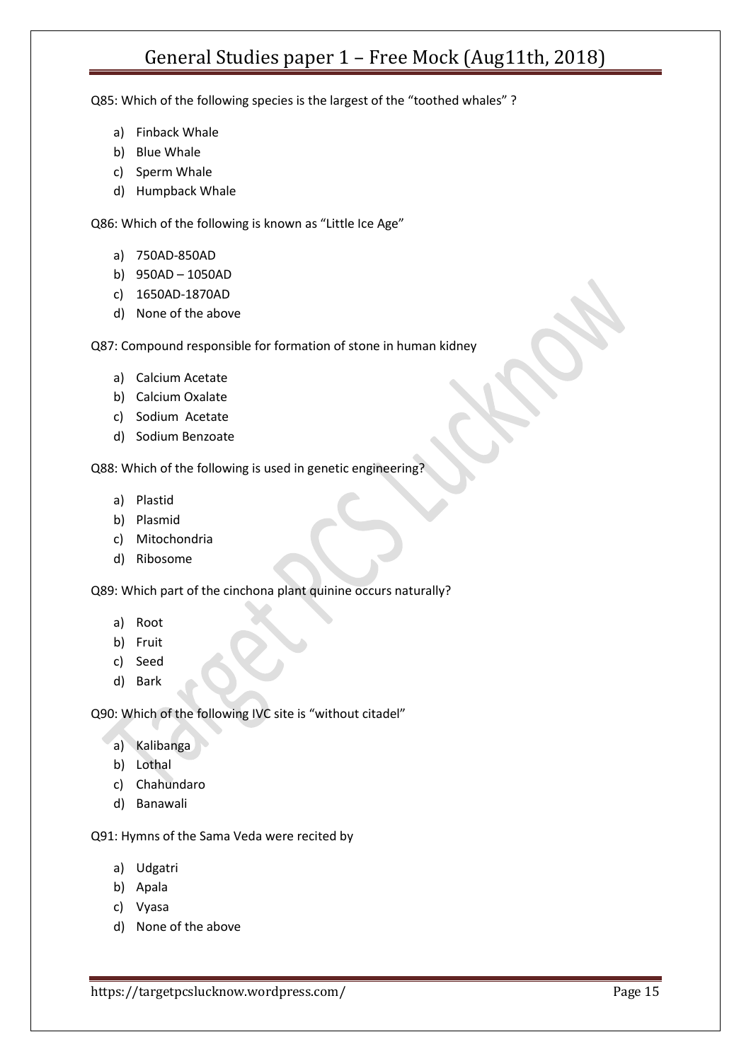Q85: Which of the following species is the largest of the "toothed whales" ?

a) Finback Whale
b) Blue Whale
c) Sperm Whale
d) Humpback Whale

Q86: Which of the following is known as "Little Ice Age"

a) 750AD-850AD
b) 950AD – 1050AD
c) 1650AD-1870AD
d) None of the above

Q87: Compound responsible for formation of stone in human kidney

a) Calcium Acetate
b) Calcium Oxalate
c) Sodium Acetate
d) Sodium Benzoate

Q88: Which of the following is used in genetic engineering?

a) Plastid
b) Plasmid
c) Mitochondria
d) Ribosome

Q89: Which part of the cinchona plant quinine occurs naturally?

a) Root
b) Fruit
c) Seed
d) Bark

Q90: Which of the following IVC site is "without citadel"

a) Kalibanga
b) Lothal
c) Chahundaro
d) Banawali

Q91: Hymns of the Sama Veda were recited by

a) Udgatri
b) Apala
c) Vyasa
d) None of the above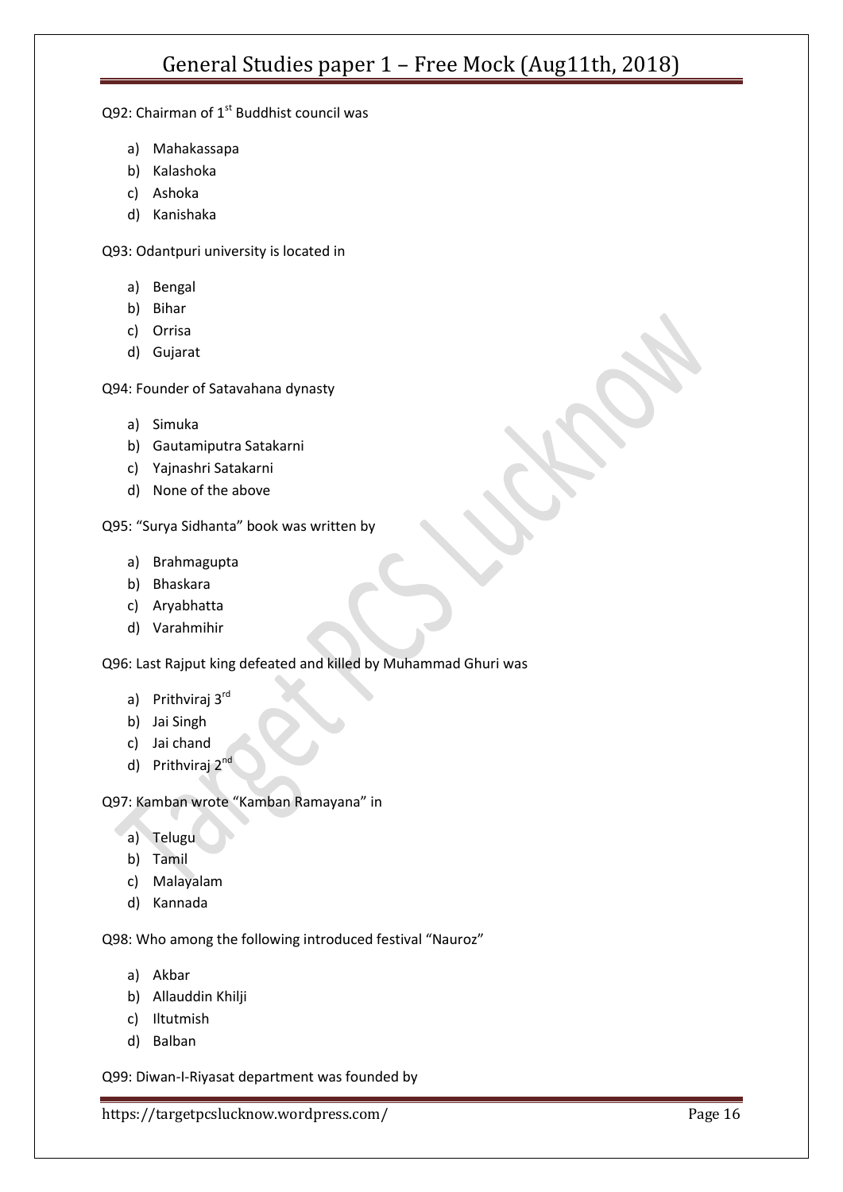Q92: Chairman of 1st Buddhist council was

a) Mahakassapa
b) Kalashoka
c) Ashoka
d) Kanishaka

Q93: Odantpuri university is located in

a) Bengal
b) Bihar
c) Orrisa
d) Gujarat

Q94: Founder of Satavahana dynasty

a) Simuka
b) Gautamiputra Satakarni
c) Yajnashri Satakarni
d) None of the above

Q95: “Surya Sidhanta” book was written by

a) Brahmagupta
b) Bhaskara
c) Aryabhatta
d) Varahmihir

Q96: Last Rajput king defeated and killed by Muhammad Ghuri was

a) Prithviraj 3rd
b) Jai Singh
c) Jai chand
d) Prithviraj 2nd

Q97: Kamban wrote “Kamban Ramayana” in

a) Telugu
b) Tamil
c) Malayalam
d) Kannada

Q98: Who among the following introduced festival “Nauroz”

a) Akbar
b) Allauddin Khilji
c) Iltutmish
d) Balban

Q99: Diwan-I-Riyasat department was founded by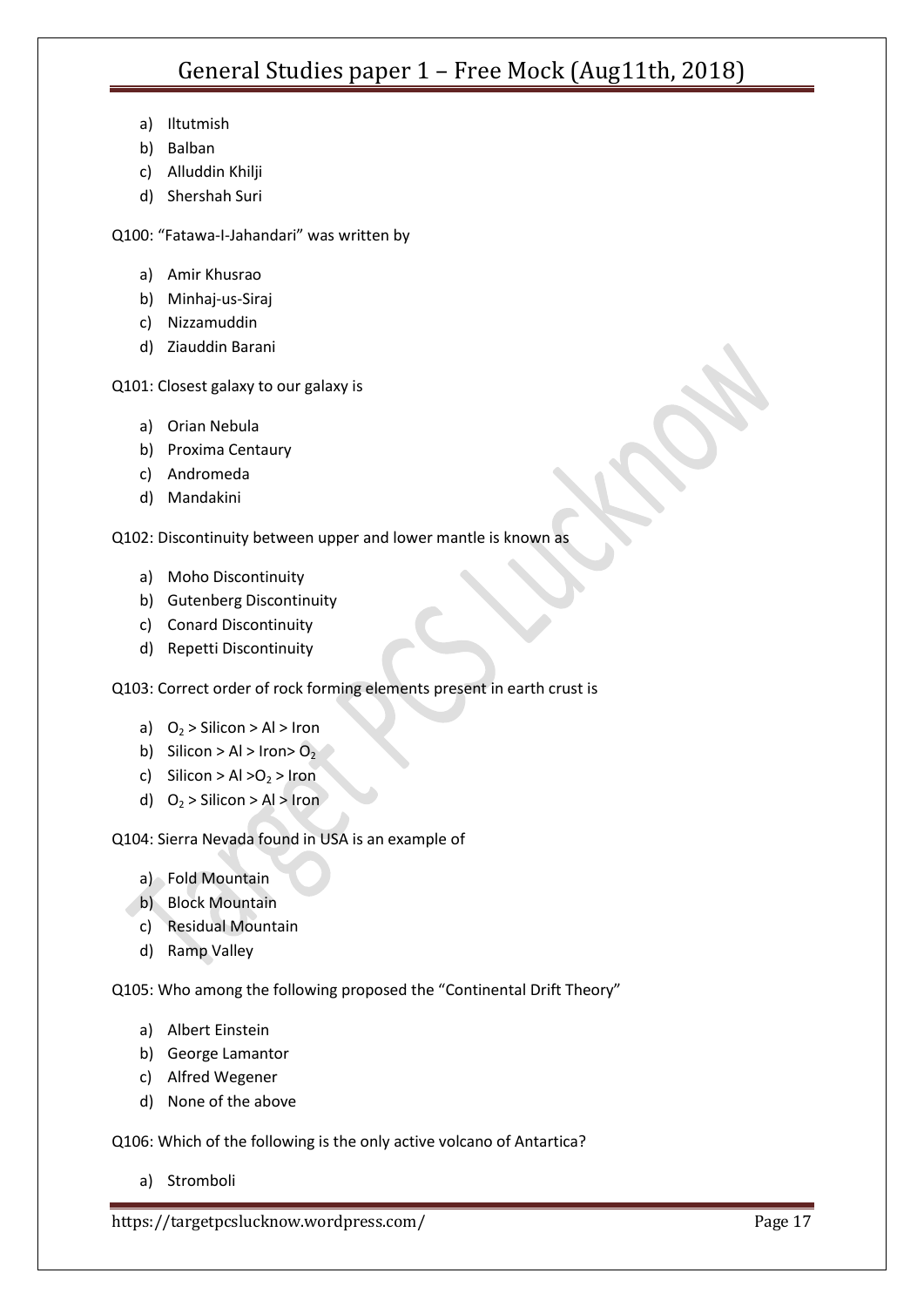a) Iltutmish
b) Balban
c) Alluddin Khilji
d) Shershah Suri

Q100: "Fatawa-I-Jahandari" was written by

a) Amir Khusrao
b) Minhaj-us-Siraj
c) Nizzamuddin
d) Ziauddin Barani

Q101: Closest galaxy to our galaxy is

a) Orian Nebula
b) Proxima Centaury
c) Andromeda
d) Mandakini

Q102: Discontinuity between upper and lower mantle is known as

a) Moho Discontinuity
b) Gutenberg Discontinuity
c) Conard Discontinuity
d) Repetti Discontinuity

Q103: Correct order of rock forming elements present in earth crust is

a) $O_2$ > Silicon > Al > Iron
b) Silicon > Al > Iron> $O_2$
c) Silicon > Al >$O_2$ > Iron
d) $O_2$ > Silicon > Al > Iron

Q104: Sierra Nevada found in USA is an example of

a) Fold Mountain
b) Block Mountain
c) Residual Mountain
d) Ramp Valley

Q105: Who among the following proposed the "Continental Drift Theory"

a) Albert Einstein
b) George Lamantor
c) Alfred Wegener
d) None of the above

Q106: Which of the following is the only active volcano of Antartica?

a) Stromboli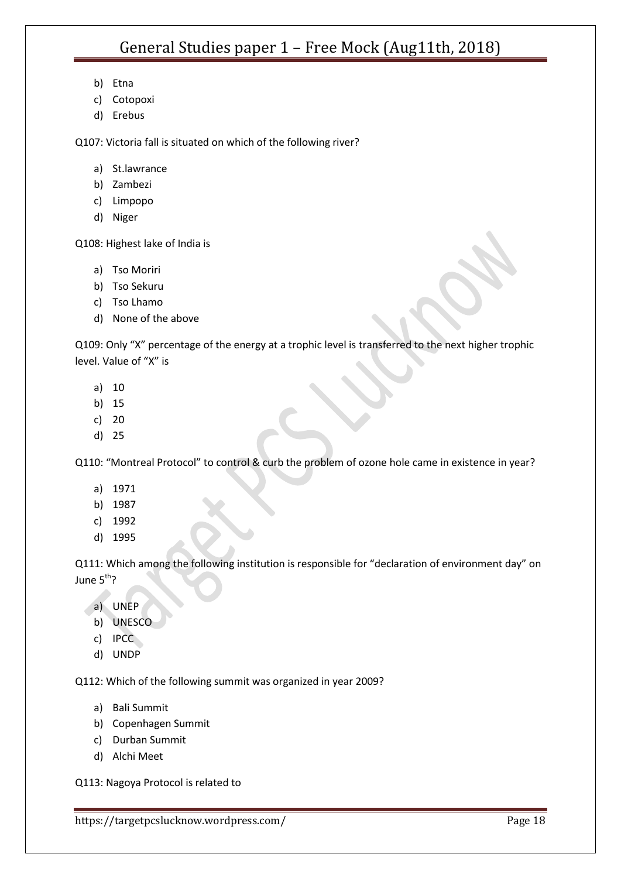b) Etna
c) Cotopoxi
d) Erebus

Q107: Victoria fall is situated on which of the following river?

a) St.lawrance
b) Zambezi
c) Limpopo
d) Niger

Q108: Highest lake of India is

a) Tso Moriri
b) Tso Sekuru
c) Tso Lhamo
d) None of the above

Q109: Only "X" percentage of the energy at a trophic level is transferred to the next higher trophic level. Value of "X" is

a) 10
b) 15
c) 20
d) 25

Q110: "Montreal Protocol" to control & curb the problem of ozone hole came in existence in year?

a) 1971
b) 1987
c) 1992
d) 1995

Q111: Which among the following institution is responsible for "declaration of environment day" on June 5th?

a) UNEP
b) UNESCO
c) IPCC
d) UNDP

Q112: Which of the following summit was organized in year 2009?

a) Bali Summit
b) Copenhagen Summit
c) Durban Summit
d) Alchi Meet

Q113: Nagoya Protocol is related to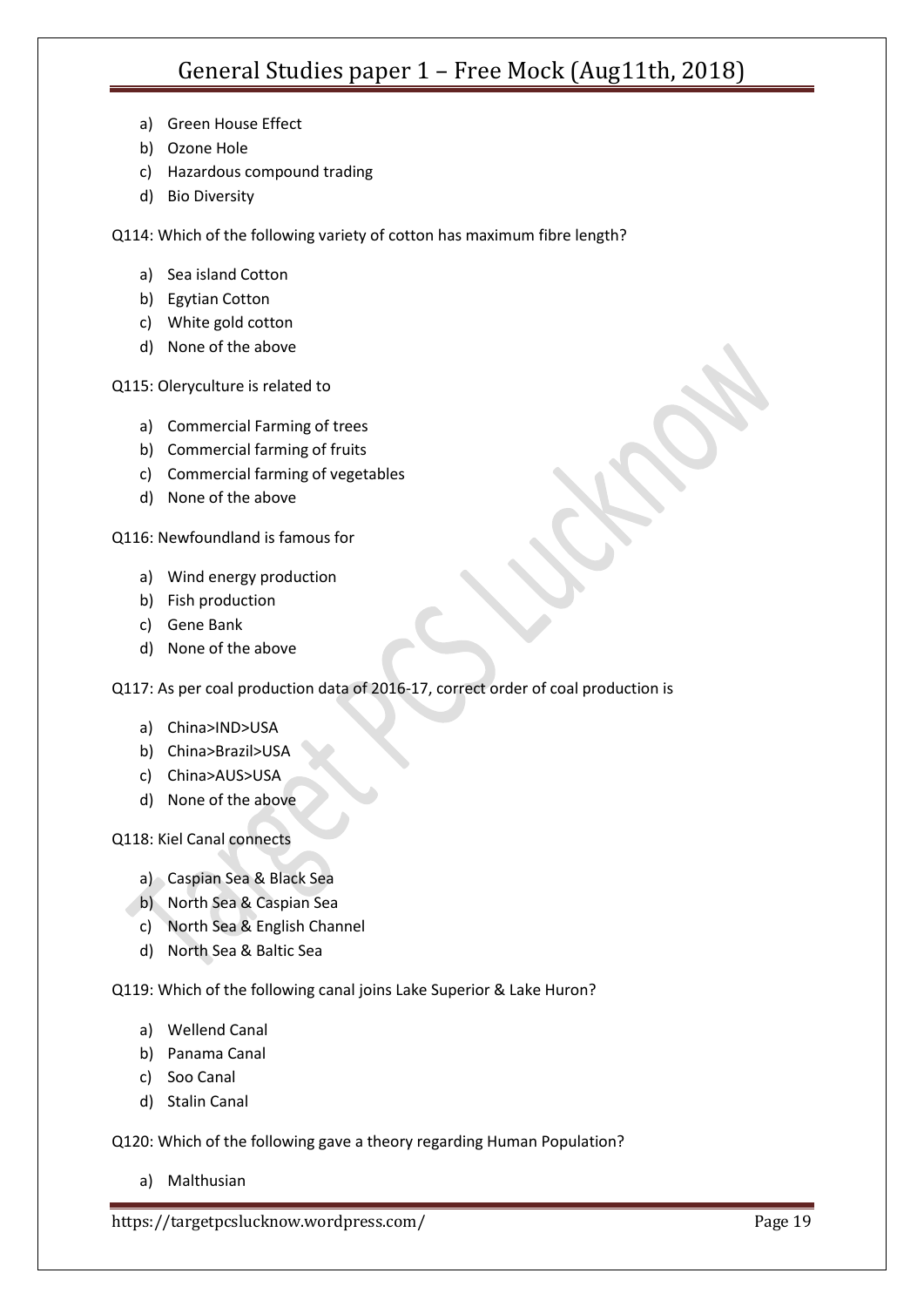a) Green House Effect
b) Ozone Hole
c) Hazardous compound trading
d) Bio Diversity

Q114: Which of the following variety of cotton has maximum fibre length?

a) Sea island Cotton
b) Egytian Cotton
c) White gold cotton
d) None of the above

Q115: Oleryculture is related to

a) Commercial Farming of trees
b) Commercial farming of fruits
c) Commercial farming of vegetables
d) None of the above

Q116: Newfoundland is famous for

a) Wind energy production
b) Fish production
c) Gene Bank
d) None of the above

Q117: As per coal production data of 2016-17, correct order of coal production is

a) China>IND>USA
b) China>Brazil>USA
c) China>AUS>USA
d) None of the above

Q118: Kiel Canal connects

a) Caspian Sea & Black Sea
b) North Sea & Caspian Sea
c) North Sea & English Channel
d) North Sea & Baltic Sea

Q119: Which of the following canal joins Lake Superior & Lake Huron?

a) Wellend Canal
b) Panama Canal
c) Soo Canal
d) Stalin Canal

Q120: Which of the following gave a theory regarding Human Population?

a) Malthusian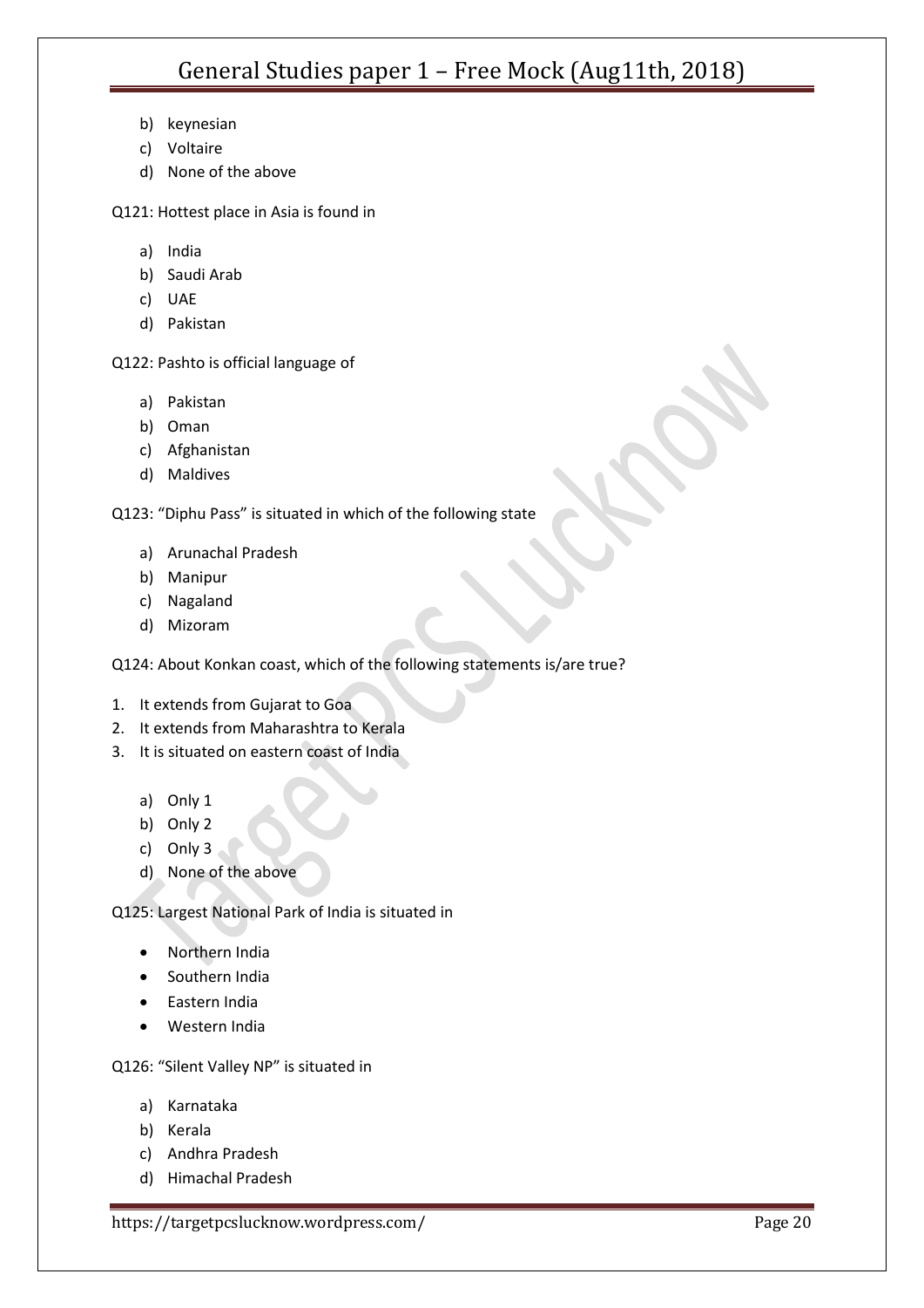b) keynesian
c) Voltaire
d) None of the above

Q121: Hottest place in Asia is found in

a) India
b) Saudi Arab
c) UAE
d) Pakistan

Q122: Pashto is official language of

a) Pakistan
b) Oman
c) Afghanistan
d) Maldives

Q123: "Diphu Pass" is situated in which of the following state

a) Arunachal Pradesh
b) Manipur
c) Nagaland
d) Mizoram

Q124: About Konkan coast, which of the following statements is/are true?

1. It extends from Gujarat to Goa
2. It extends from Maharashtra to Kerala
3. It is situated on eastern coast of India

a) Only 1
b) Only 2
c) Only 3
d) None of the above

Q125: Largest National Park of India is situated in

- Northern India
- Southern India
- Eastern India
- Western India

Q126: "Silent Valley NP" is situated in

a) Karnataka
b) Kerala
c) Andhra Pradesh
d) Himachal Pradesh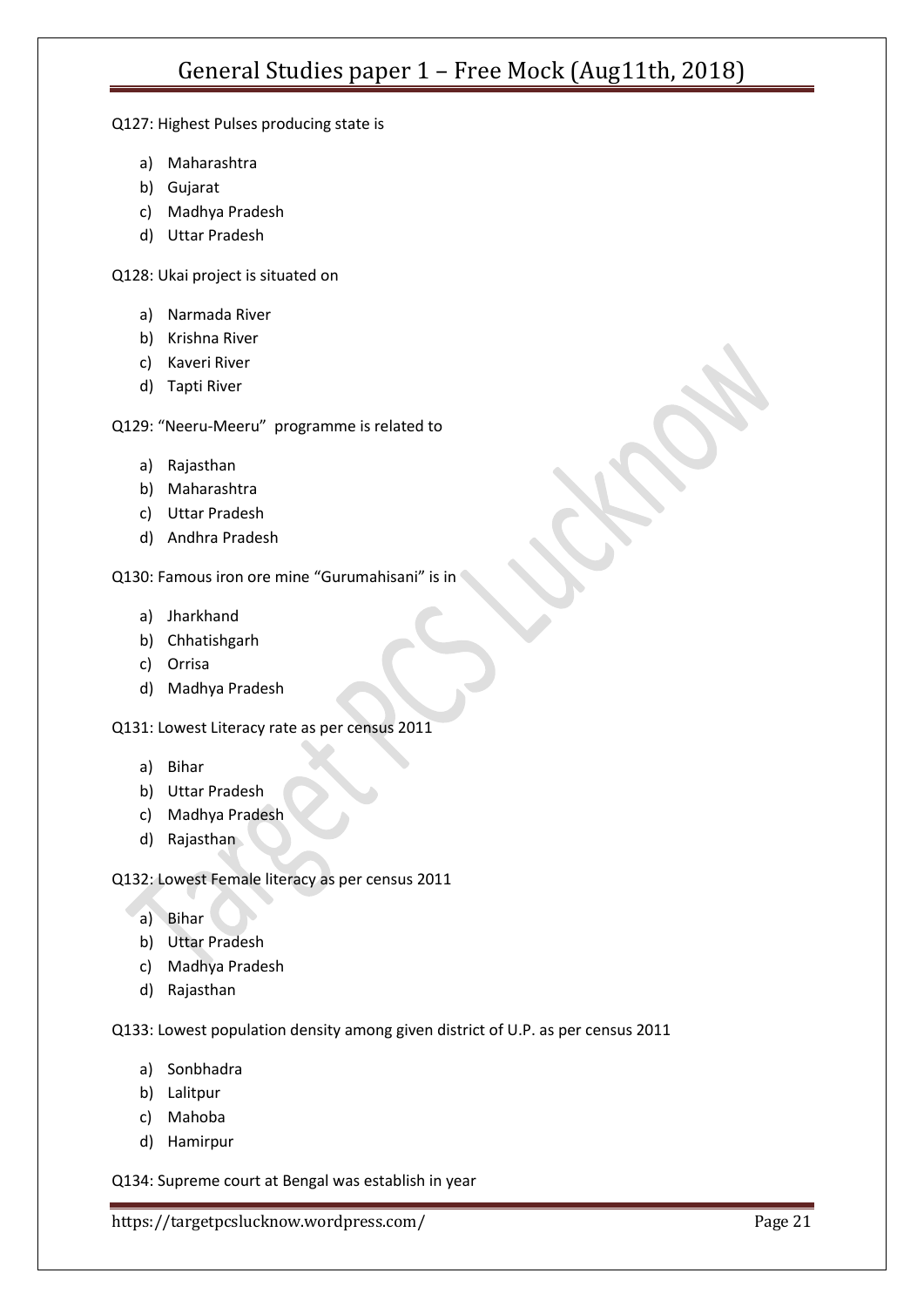Q127: Highest Pulses producing state is

a) Maharashtra
b) Gujarat
c) Madhya Pradesh
d) Uttar Pradesh

Q128: Ukai project is situated on

a) Narmada River
b) Krishna River
c) Kaveri River
d) Tapti River

Q129: "Neeru-Meeru" programme is related to

a) Rajasthan
b) Maharashtra
c) Uttar Pradesh
d) Andhra Pradesh

Q130: Famous iron ore mine "Gurumahisani" is in

a) Jharkhand
b) Chhatishgarh
c) Orrisa
d) Madhya Pradesh

Q131: Lowest Literacy rate as per census 2011

a) Bihar
b) Uttar Pradesh
c) Madhya Pradesh
d) Rajasthan

Q132: Lowest Female literacy as per census 2011

a) Bihar
b) Uttar Pradesh
c) Madhya Pradesh
d) Rajasthan

Q133: Lowest population density among given district of U.P. as per census 2011

a) Sonbhadra
b) Lalitpur
c) Mahoba
d) Hamirpur

Q134: Supreme court at Bengal was establish in year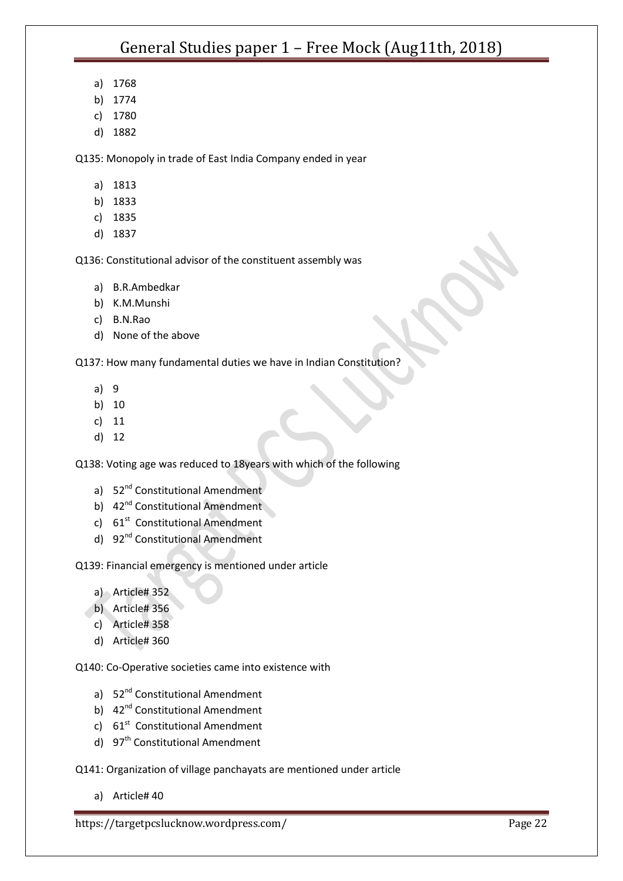a) 1768
b) 1774
c) 1780
d) 1882

Q135: Monopoly in trade of East India Company ended in year

a) 1813
b) 1833
c) 1835
d) 1837

Q136: Constitutional advisor of the constituent assembly was

a) B.R.Ambedkar
b) K.M.Munshi
c) B.N.Rao
d) None of the above

Q137: How many fundamental duties we have in Indian Constitution?

a) 9
b) 10
c) 11
d) 12

Q138: Voting age was reduced to 18years with which of the following

a) 52nd Constitutional Amendment
b) 42nd Constitutional Amendment
c) 61st Constitutional Amendment
d) 92nd Constitutional Amendment

Q139: Financial emergency is mentioned under article

a) Article# 352
b) Article# 356
c) Article# 358
d) Article# 360

Q140: Co-Operative societies came into existence with

a) 52nd Constitutional Amendment
b) 42nd Constitutional Amendment
c) 61st Constitutional Amendment
d) 97th Constitutional Amendment

Q141: Organization of village panchayats are mentioned under article

a) Article# 40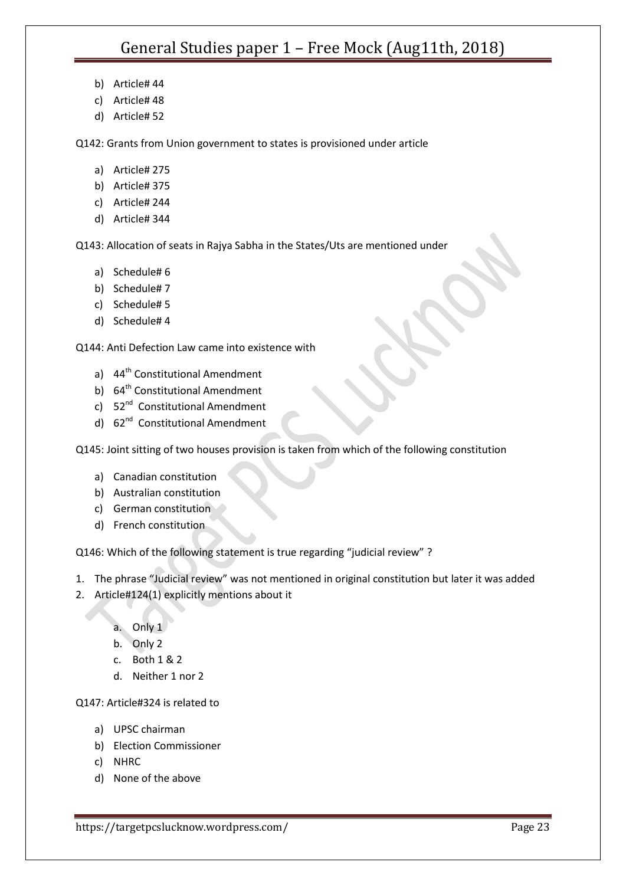b) Article# 44
c) Article# 48
d) Article# 52

Q142: Grants from Union government to states is provisioned under article

a) Article# 275
b) Article# 375
c) Article# 244
d) Article# 344

Q143: Allocation of seats in Rajya Sabha in the States/Uts are mentioned under

a) Schedule# 6
b) Schedule# 7
c) Schedule# 5
d) Schedule# 4

Q144: Anti Defection Law came into existence with

a) 44th Constitutional Amendment
b) 64th Constitutional Amendment
c) 52nd Constitutional Amendment
d) 62nd Constitutional Amendment

Q145: Joint sitting of two houses provision is taken from which of the following constitution

a) Canadian constitution
b) Australian constitution
c) German constitution
d) French constitution

Q146: Which of the following statement is true regarding "judicial review" ?

1. The phrase "Judicial review" was not mentioned in original constitution but later it was added
2. Article#124(1) explicitly mentions about it

a. Only 1
b. Only 2
c. Both 1 & 2
d. Neither 1 nor 2

Q147: Article#324 is related to

a) UPSC chairman
b) Election Commissioner
c) NHRC
d) None of the above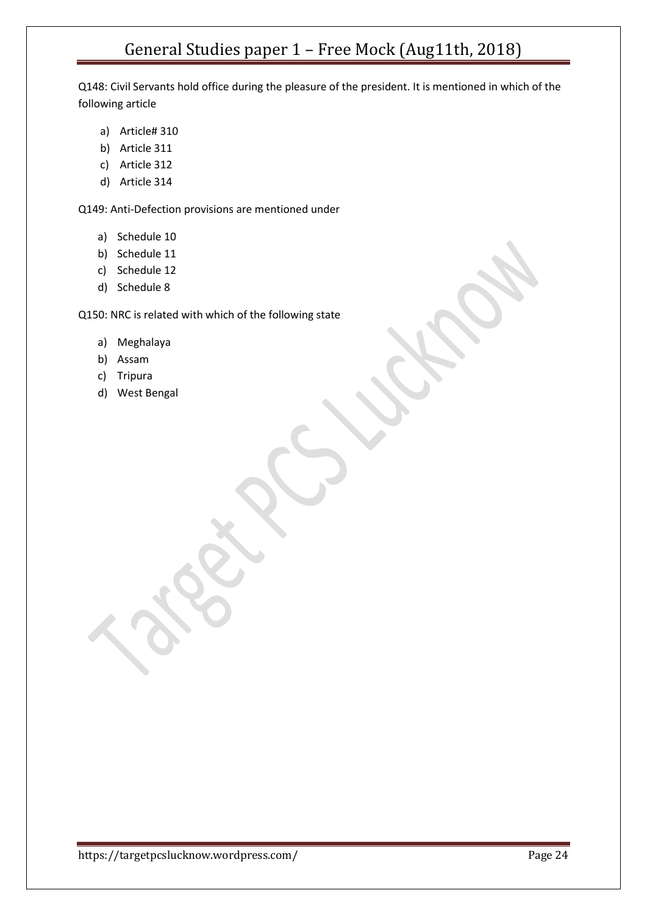Q148: Civil Servants hold office during the pleasure of the president. It is mentioned in which of the following article

a) Article# 310
b) Article 311
c) Article 312
d) Article 314

Q149: Anti-Defection provisions are mentioned under

a) Schedule 10
b) Schedule 11
c) Schedule 12
d) Schedule 8

Q150: NRC is related with which of the following state

a) Meghalaya
b) Assam
c) Tripura
d) West Bengal